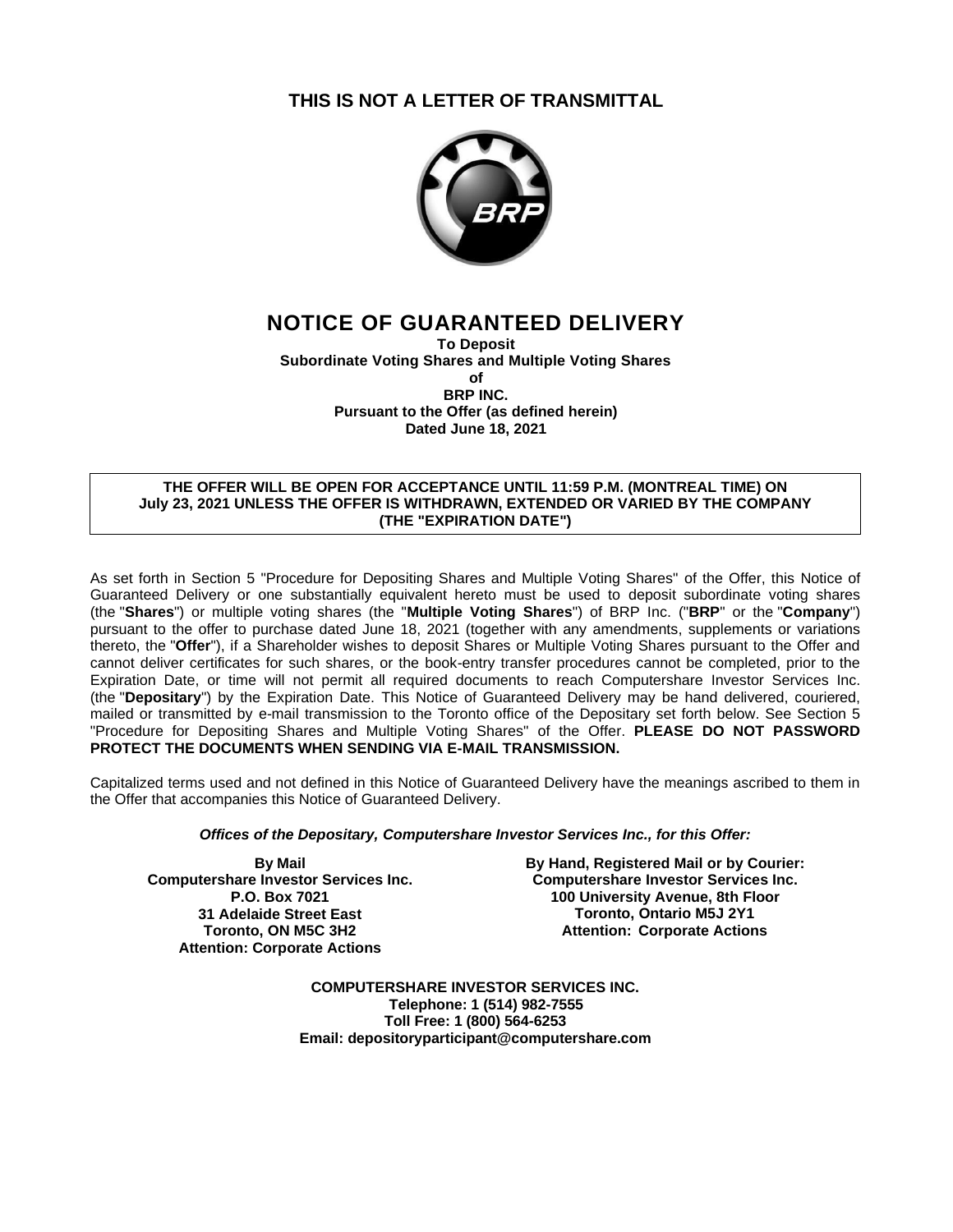**THIS IS NOT A LETTER OF TRANSMITTAL**

# NOTICE OF GUARANTEED DELIVERY

**To Deposit**
**Subordinate Voting Shares and Multiple Voting Shares**
**of**
**BRP INC.**
**Pursuant to the Offer (as defined herein)**
**Dated June 18, 2021**

| **THE OFFER WILL BE OPEN FOR ACCEPTANCE UNTIL 11:59 P.M. (MONTREAL TIME) ON July 23, 2021 UNLESS THE OFFER IS WITHDRAWN, EXTENDED OR VARIED BY THE COMPANY (THE "EXPIRATION DATE")** |
|---|

As set forth in Section 5 "Procedure for Depositing Shares and Multiple Voting Shares" of the Offer, this Notice of Guaranteed Delivery or one substantially equivalent hereto must be used to deposit subordinate voting shares (the "**Shares**") or multiple voting shares (the "**Multiple Voting Shares**") of BRP Inc. ("**BRP**" or the "**Company**") pursuant to the offer to purchase dated June 18, 2021 (together with any amendments, supplements or variations thereto, the "**Offer**"), if a Shareholder wishes to deposit Shares or Multiple Voting Shares pursuant to the Offer and cannot deliver certificates for such shares, or the book-entry transfer procedures cannot be completed, prior to the Expiration Date, or time will not permit all required documents to reach Computershare Investor Services Inc. (the "**Depositary**") by the Expiration Date. This Notice of Guaranteed Delivery may be hand delivered, couriered, mailed or transmitted by e-mail transmission to the Toronto office of the Depositary set forth below. See Section 5 "Procedure for Depositing Shares and Multiple Voting Shares" of the Offer. **PLEASE DO NOT PASSWORD PROTECT THE DOCUMENTS WHEN SENDING VIA E-MAIL TRANSMISSION.**

Capitalized terms used and not defined in this Notice of Guaranteed Delivery have the meanings ascribed to them in the Offer that accompanies this Notice of Guaranteed Delivery.

***Offices of the Depositary, Computershare Investor Services Inc., for this Offer:***

**By Mail**
**Computershare Investor Services Inc.**
**P.O. Box 7021**
**31 Adelaide Street East**
**Toronto, ON M5C 3H2**
**Attention: Corporate Actions**

**By Hand, Registered Mail or by Courier:**
**Computershare Investor Services Inc.**
**100 University Avenue, 8th Floor**
**Toronto, Ontario M5J 2Y1**
**Attention: Corporate Actions**

**COMPUTERSHARE INVESTOR SERVICES INC.**
**Telephone: 1 (514) 982-7555**
**Toll Free: 1 (800) 564-6253**
**Email: depositoryparticipant@computershare.com**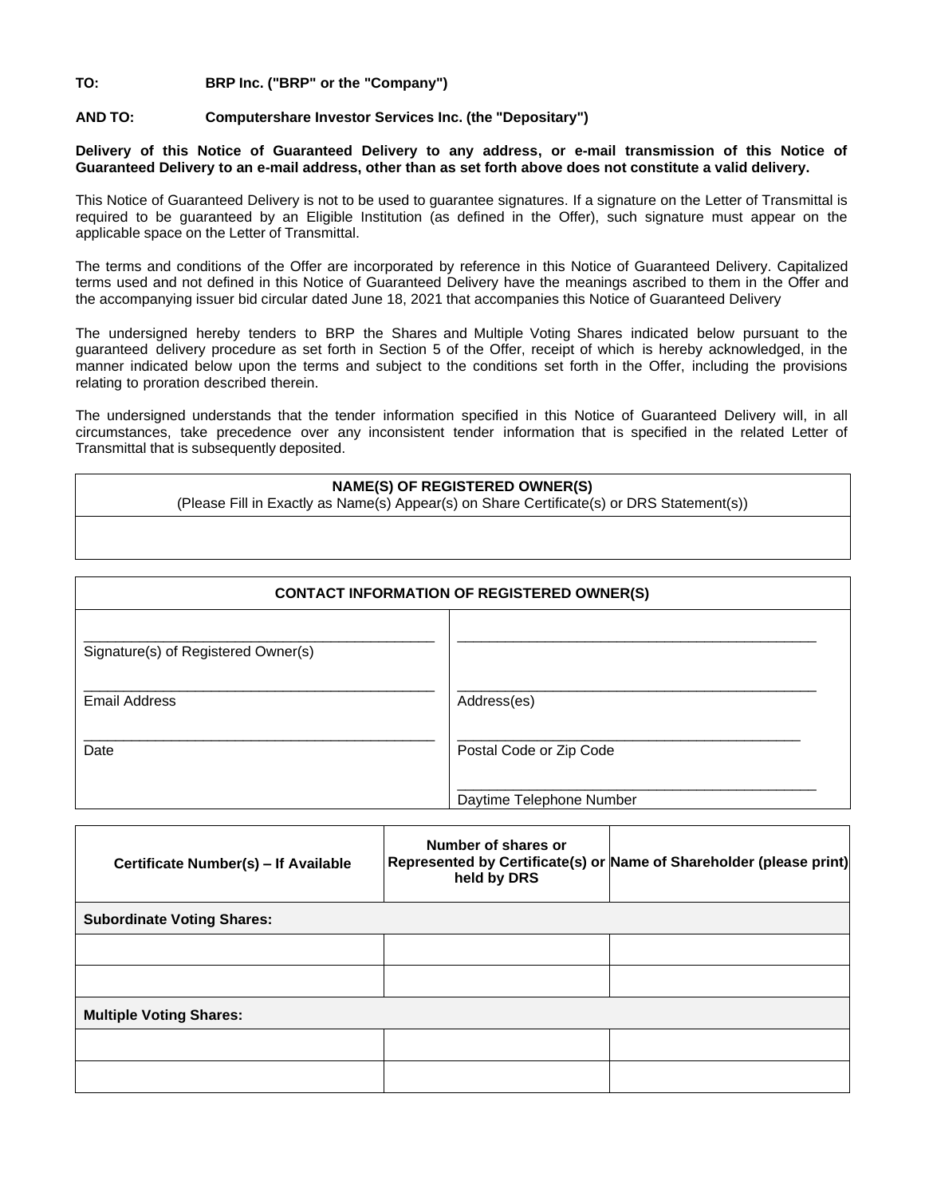**TO:** **BRP Inc. ("BRP" or the "Company")**

**AND TO:** **Computershare Investor Services Inc. (the "Depositary")**

**Delivery of this Notice of Guaranteed Delivery to any address, or e-mail transmission of this Notice of Guaranteed Delivery to an e-mail address, other than as set forth above does not constitute a valid delivery.**

This Notice of Guaranteed Delivery is not to be used to guarantee signatures. If a signature on the Letter of Transmittal is required to be guaranteed by an Eligible Institution (as defined in the Offer), such signature must appear on the applicable space on the Letter of Transmittal.

The terms and conditions of the Offer are incorporated by reference in this Notice of Guaranteed Delivery. Capitalized terms used and not defined in this Notice of Guaranteed Delivery have the meanings ascribed to them in the Offer and the accompanying issuer bid circular dated June 18, 2021 that accompanies this Notice of Guaranteed Delivery

The undersigned hereby tenders to BRP the Shares and Multiple Voting Shares indicated below pursuant to the guaranteed delivery procedure as set forth in Section 5 of the Offer, receipt of which is hereby acknowledged, in the manner indicated below upon the terms and subject to the conditions set forth in the Offer, including the provisions relating to proration described therein.

The undersigned understands that the tender information specified in this Notice of Guaranteed Delivery will, in all circumstances, take precedence over any inconsistent tender information that is specified in the related Letter of Transmittal that is subsequently deposited.

| **NAME(S) OF REGISTERED OWNER(S)**<br>(Please Fill in Exactly as Name(s) Appear(s) on Share Certificate(s) or DRS Statement(s)) |
|---|
| |

| **CONTACT INFORMATION OF REGISTERED OWNER(S)** | |
|---|---|
| ______________________________<br>Signature(s) of Registered Owner(s) | ______________________________ |
| ______________________________<br>Email Address | ______________________________<br>Address(es) |
| ______________________________<br>Date | ______________________________<br>Postal Code or Zip Code |
| | ______________________________<br>Daytime Telephone Number |

| **Certificate Number(s) – If Available** | **Number of shares or Represented by Certificate(s) or held by DRS** | **Name of Shareholder (please print)** |
|---|---|---|
| **Subordinate Voting Shares:** | | |
| | | |
| | | |
| **Multiple Voting Shares:** | | |
| | | |
| | | |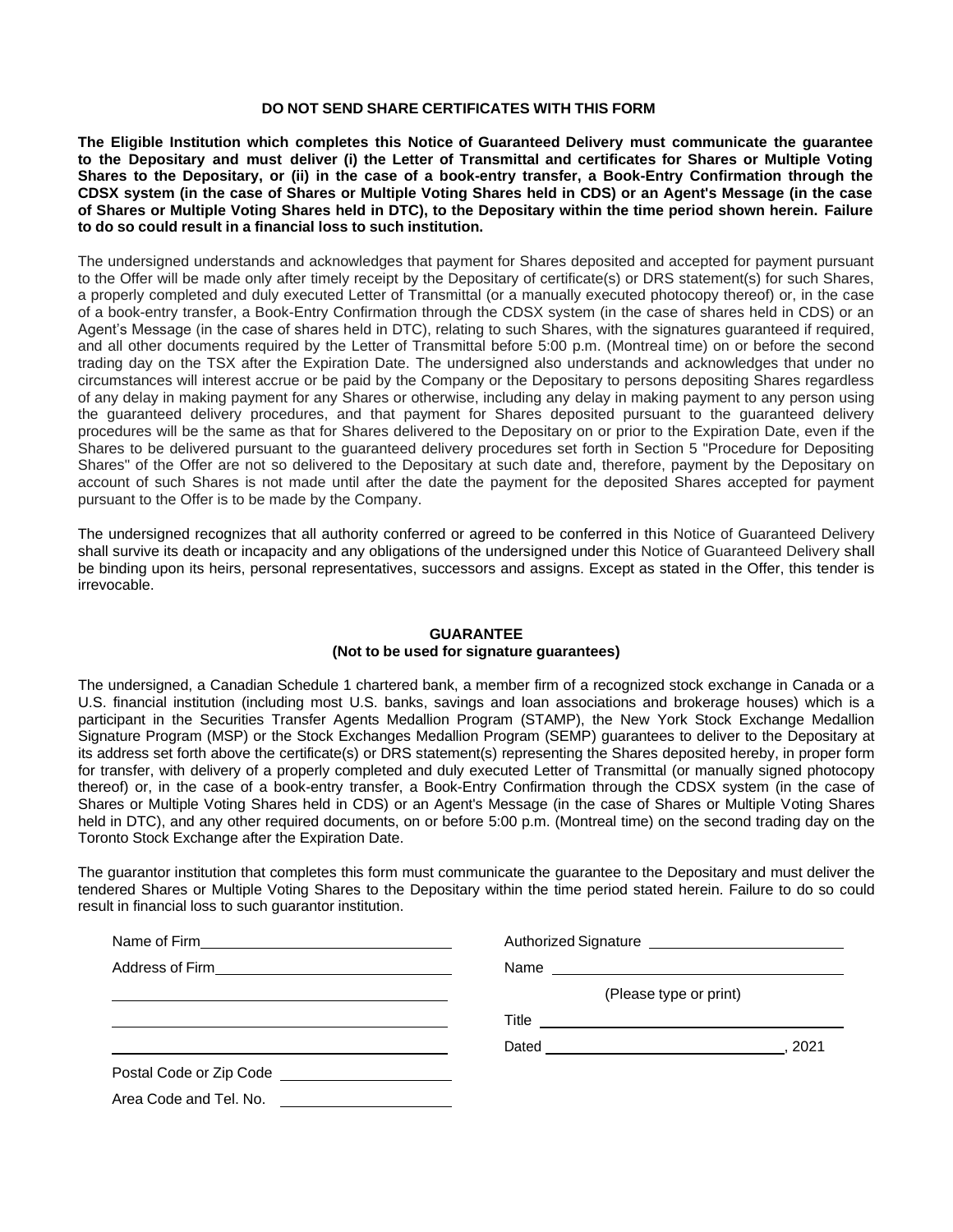**DO NOT SEND SHARE CERTIFICATES WITH THIS FORM**

**The Eligible Institution which completes this Notice of Guaranteed Delivery must communicate the guarantee to the Depositary and must deliver (i) the Letter of Transmittal and certificates for Shares or Multiple Voting Shares to the Depositary, or (ii) in the case of a book-entry transfer, a Book-Entry Confirmation through the CDSX system (in the case of Shares or Multiple Voting Shares held in CDS) or an Agent's Message (in the case of Shares or Multiple Voting Shares held in DTC), to the Depositary within the time period shown herein. Failure to do so could result in a financial loss to such institution.**

The undersigned understands and acknowledges that payment for Shares deposited and accepted for payment pursuant to the Offer will be made only after timely receipt by the Depositary of certificate(s) or DRS statement(s) for such Shares, a properly completed and duly executed Letter of Transmittal (or a manually executed photocopy thereof) or, in the case of a book-entry transfer, a Book-Entry Confirmation through the CDSX system (in the case of shares held in CDS) or an Agent's Message (in the case of shares held in DTC), relating to such Shares, with the signatures guaranteed if required, and all other documents required by the Letter of Transmittal before 5:00 p.m. (Montreal time) on or before the second trading day on the TSX after the Expiration Date. The undersigned also understands and acknowledges that under no circumstances will interest accrue or be paid by the Company or the Depositary to persons depositing Shares regardless of any delay in making payment for any Shares or otherwise, including any delay in making payment to any person using the guaranteed delivery procedures, and that payment for Shares deposited pursuant to the guaranteed delivery procedures will be the same as that for Shares delivered to the Depositary on or prior to the Expiration Date, even if the Shares to be delivered pursuant to the guaranteed delivery procedures set forth in Section 5 "Procedure for Depositing Shares" of the Offer are not so delivered to the Depositary at such date and, therefore, payment by the Depositary on account of such Shares is not made until after the date the payment for the deposited Shares accepted for payment pursuant to the Offer is to be made by the Company.

The undersigned recognizes that all authority conferred or agreed to be conferred in this Notice of Guaranteed Delivery shall survive its death or incapacity and any obligations of the undersigned under this Notice of Guaranteed Delivery shall be binding upon its heirs, personal representatives, successors and assigns. Except as stated in the Offer, this tender is irrevocable.

## GUARANTEE
**(Not to be used for signature guarantees)**

The undersigned, a Canadian Schedule 1 chartered bank, a member firm of a recognized stock exchange in Canada or a U.S. financial institution (including most U.S. banks, savings and loan associations and brokerage houses) which is a participant in the Securities Transfer Agents Medallion Program (STAMP), the New York Stock Exchange Medallion Signature Program (MSP) or the Stock Exchanges Medallion Program (SEMP) guarantees to deliver to the Depositary at its address set forth above the certificate(s) or DRS statement(s) representing the Shares deposited hereby, in proper form for transfer, with delivery of a properly completed and duly executed Letter of Transmittal (or manually signed photocopy thereof) or, in the case of a book-entry transfer, a Book-Entry Confirmation through the CDSX system (in the case of Shares or Multiple Voting Shares held in CDS) or an Agent's Message (in the case of Shares or Multiple Voting Shares held in DTC), and any other required documents, on or before 5:00 p.m. (Montreal time) on the second trading day on the Toronto Stock Exchange after the Expiration Date.

The guarantor institution that completes this form must communicate the guarantee to the Depositary and must deliver the tendered Shares or Multiple Voting Shares to the Depositary within the time period stated herein. Failure to do so could result in financial loss to such guarantor institution.

Name of Firm ______________________________

Address of Firm ______________________________

______________________________

______________________________

______________________________

Postal Code or Zip Code ____________________

Area Code and Tel. No. ____________________

Authorized Signature ______________________

Name ______________________________

(Please type or print)

Title ______________________________

Dated ______________________________, 2021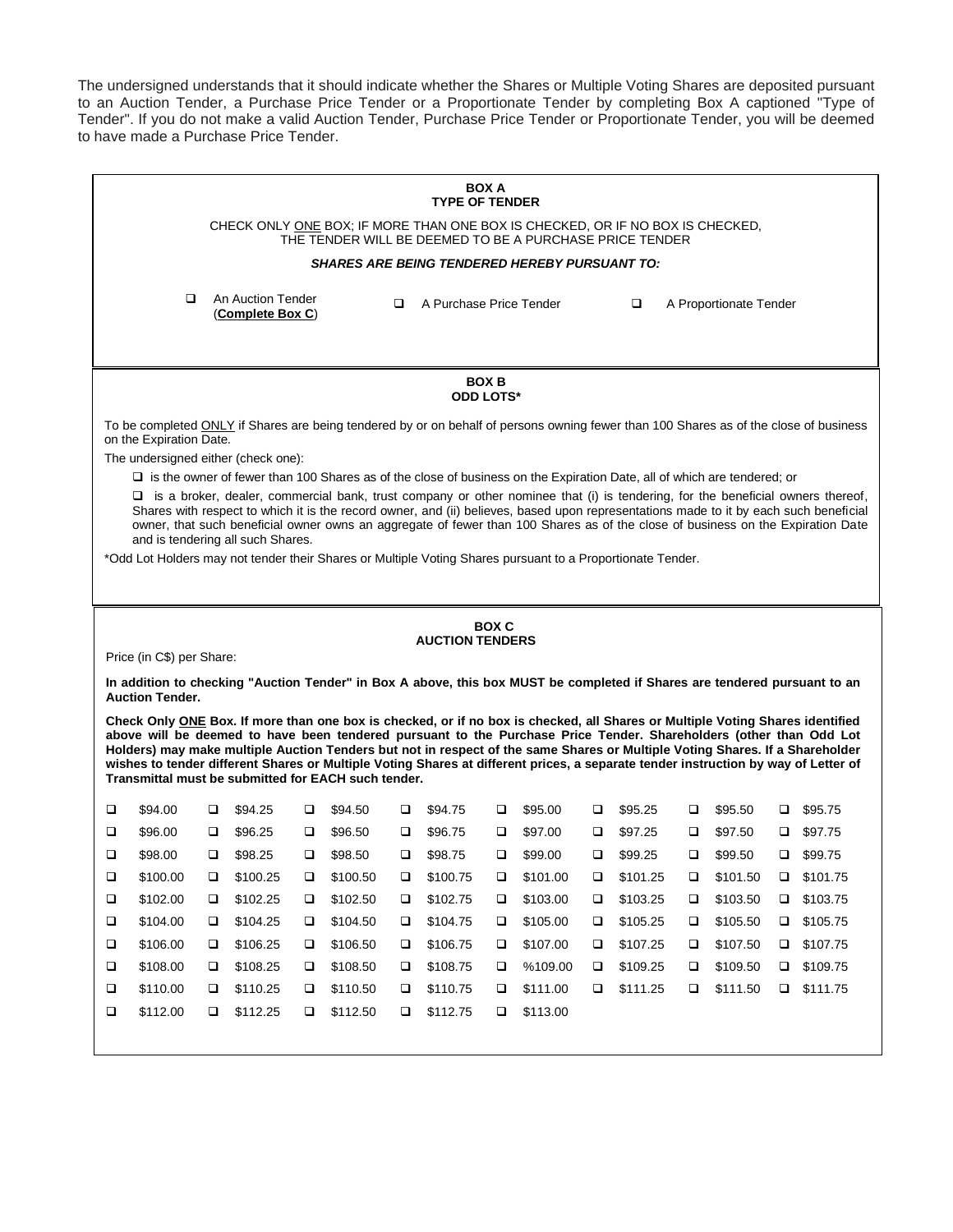The undersigned understands that it should indicate whether the Shares or Multiple Voting Shares are deposited pursuant to an Auction Tender, a Purchase Price Tender or a Proportionate Tender by completing Box A captioned "Type of Tender". If you do not make a valid Auction Tender, Purchase Price Tender or Proportionate Tender, you will be deemed to have made a Purchase Price Tender.

**BOX A**
**TYPE OF TENDER**

CHECK ONLY ONE BOX; IF MORE THAN ONE BOX IS CHECKED, OR IF NO BOX IS CHECKED, THE TENDER WILL BE DEEMED TO BE A PURCHASE PRICE TENDER

***SHARES ARE BEING TENDERED HEREBY PURSUANT TO:***

❑ An Auction Tender (**Complete Box C**) ❑ A Purchase Price Tender ❑ A Proportionate Tender

**BOX B**
**ODD LOTS***

To be completed ONLY if Shares are being tendered by or on behalf of persons owning fewer than 100 Shares as of the close of business on the Expiration Date.

The undersigned either (check one):

❑ is the owner of fewer than 100 Shares as of the close of business on the Expiration Date, all of which are tendered; or

❑ is a broker, dealer, commercial bank, trust company or other nominee that (i) is tendering, for the beneficial owners thereof, Shares with respect to which it is the record owner, and (ii) believes, based upon representations made to it by each such beneficial owner, that such beneficial owner owns an aggregate of fewer than 100 Shares as of the close of business on the Expiration Date and is tendering all such Shares.

*Odd Lot Holders may not tender their Shares or Multiple Voting Shares pursuant to a Proportionate Tender.

**BOX C**
**AUCTION TENDERS**

Price (in C$) per Share:

**In addition to checking "Auction Tender" in Box A above, this box MUST be completed if Shares are tendered pursuant to an Auction Tender.**

**Check Only ONE Box. If more than one box is checked, or if no box is checked, all Shares or Multiple Voting Shares identified above will be deemed to have been tendered pursuant to the Purchase Price Tender. Shareholders (other than Odd Lot Holders) may make multiple Auction Tenders but not in respect of the same Shares or Multiple Voting Shares. If a Shareholder wishes to tender different Shares or Multiple Voting Shares at different prices, a separate tender instruction by way of Letter of Transmittal must be submitted for EACH such tender.**

| | | | | | | | |
|---|---|---|---|---|---|---|---|
| ❑ $94.00 | ❑ $94.25 | ❑ $94.50 | ❑ $94.75 | ❑ $95.00 | ❑ $95.25 | ❑ $95.50 | ❑ $95.75 |
| ❑ $96.00 | ❑ $96.25 | ❑ $96.50 | ❑ $96.75 | ❑ $97.00 | ❑ $97.25 | ❑ $97.50 | ❑ $97.75 |
| ❑ $98.00 | ❑ $98.25 | ❑ $98.50 | ❑ $98.75 | ❑ $99.00 | ❑ $99.25 | ❑ $99.50 | ❑ $99.75 |
| ❑ $100.00 | ❑ $100.25 | ❑ $100.50 | ❑ $100.75 | ❑ $101.00 | ❑ $101.25 | ❑ $101.50 | ❑ $101.75 |
| ❑ $102.00 | ❑ $102.25 | ❑ $102.50 | ❑ $102.75 | ❑ $103.00 | ❑ $103.25 | ❑ $103.50 | ❑ $103.75 |
| ❑ $104.00 | ❑ $104.25 | ❑ $104.50 | ❑ $104.75 | ❑ $105.00 | ❑ $105.25 | ❑ $105.50 | ❑ $105.75 |
| ❑ $106.00 | ❑ $106.25 | ❑ $106.50 | ❑ $106.75 | ❑ $107.00 | ❑ $107.25 | ❑ $107.50 | ❑ $107.75 |
| ❑ $108.00 | ❑ $108.25 | ❑ $108.50 | ❑ $108.75 | ❑ %109.00 | ❑ $109.25 | ❑ $109.50 | ❑ $109.75 |
| ❑ $110.00 | ❑ $110.25 | ❑ $110.50 | ❑ $110.75 | ❑ $111.00 | ❑ $111.25 | ❑ $111.50 | ❑ $111.75 |
| ❑ $112.00 | ❑ $112.25 | ❑ $112.50 | ❑ $112.75 | ❑ $113.00 | | | |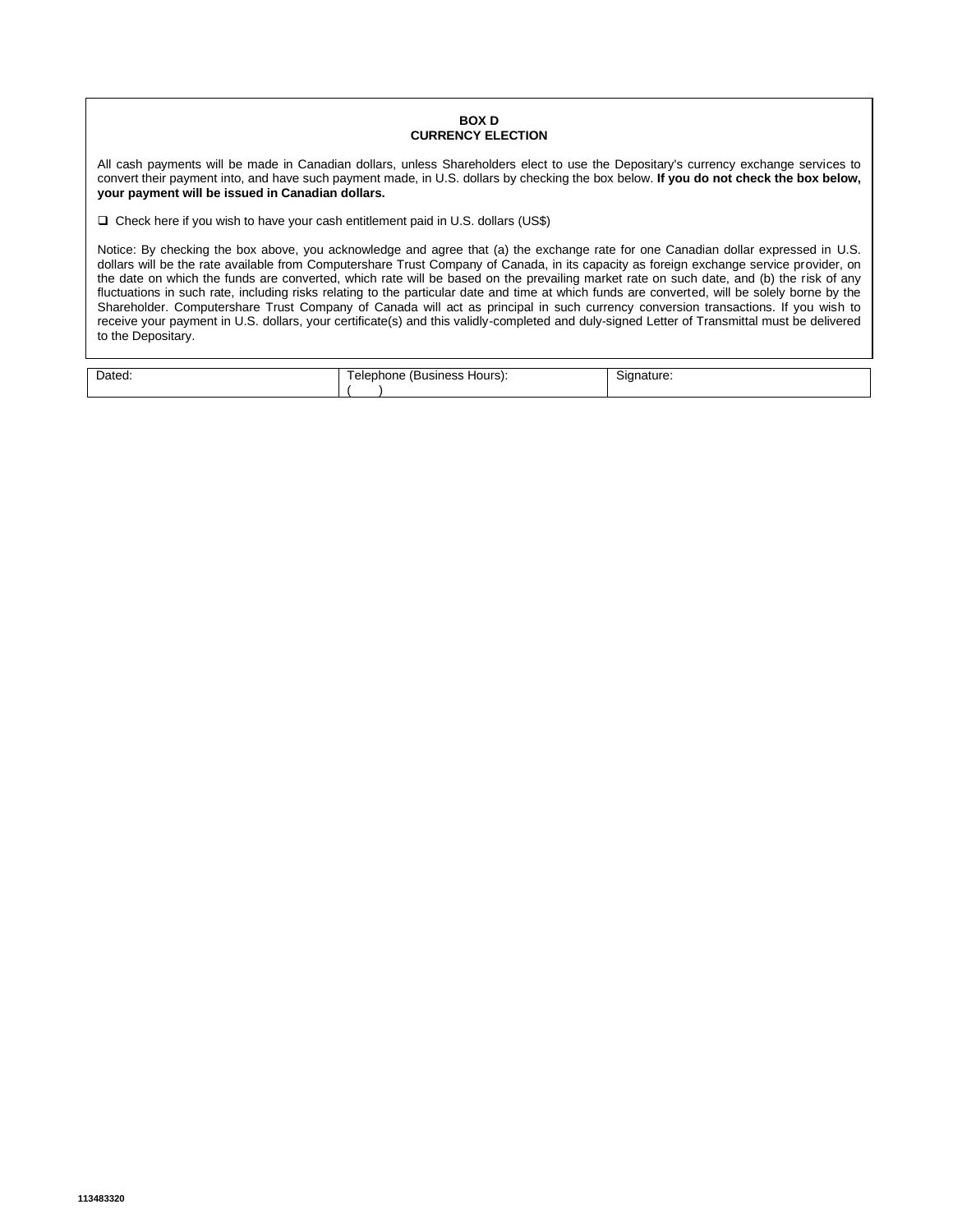**BOX D**
**CURRENCY ELECTION**

All cash payments will be made in Canadian dollars, unless Shareholders elect to use the Depositary's currency exchange services to convert their payment into, and have such payment made, in U.S. dollars by checking the box below. **If you do not check the box below, your payment will be issued in Canadian dollars.**

❑ Check here if you wish to have your cash entitlement paid in U.S. dollars (US$)

Notice: By checking the box above, you acknowledge and agree that (a) the exchange rate for one Canadian dollar expressed in U.S. dollars will be the rate available from Computershare Trust Company of Canada, in its capacity as foreign exchange service provider, on the date on which the funds are converted, which rate will be based on the prevailing market rate on such date, and (b) the risk of any fluctuations in such rate, including risks relating to the particular date and time at which funds are converted, will be solely borne by the Shareholder. Computershare Trust Company of Canada will act as principal in such currency conversion transactions. If you wish to receive your payment in U.S. dollars, your certificate(s) and this validly-completed and duly-signed Letter of Transmittal must be delivered to the Depositary.

| | | |
|---|---|---|
| Dated: | Telephone (Business Hours): ( ) | Signature: |

113483320